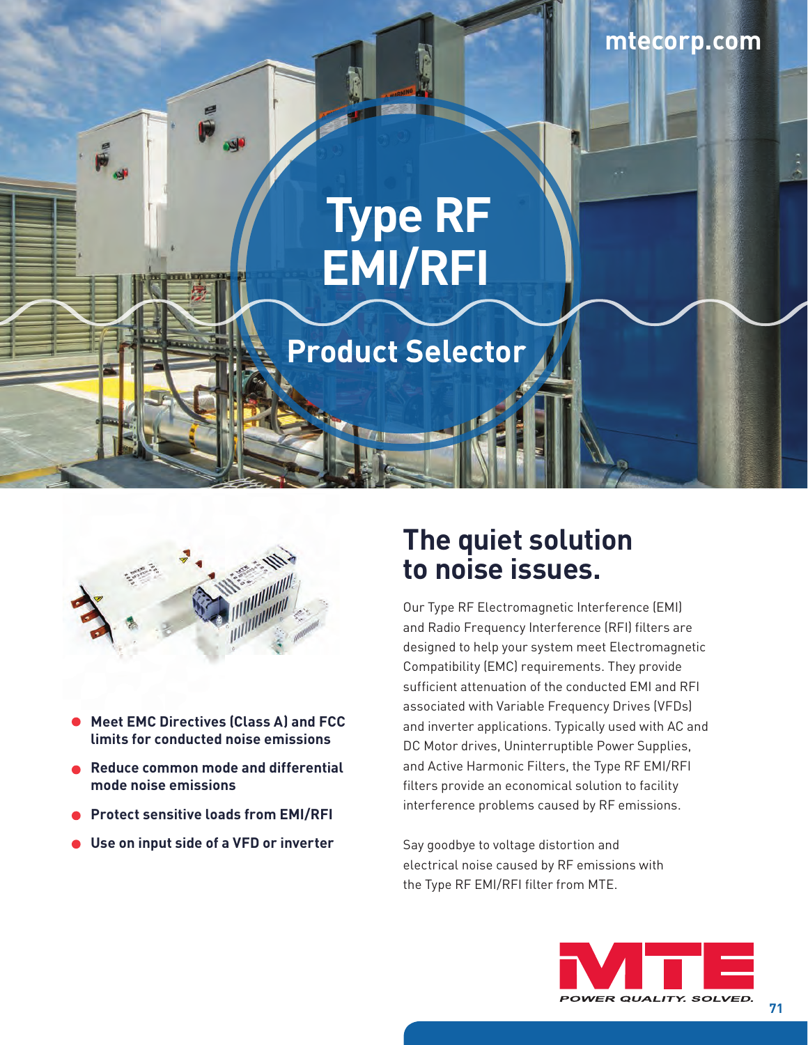mtecorp.com

# Type RF EMI/RFI

## Product Selector

- **Meet EMC Directives (Class A) and FCC limits for conducted noise emissions**
- **Reduce common mode and differential mode noise emissions**
- **Protect sensitive loads from EMI/RFI**
- **Use on input side of a VFD or inverter**

## The quiet solution to noise issues.

Our Type RF Electromagnetic Interference (EMI) and Radio Frequency Interference (RFI) filters are designed to help your system meet Electromagnetic Compatibility (EMC) requirements. They provide sufficient attenuation of the conducted EMI and RFI associated with Variable Frequency Drives (VFDs) and inverter applications. Typically used with AC and DC Motor drives, Uninterruptible Power Supplies, and Active Harmonic Filters, the Type RF EMI/RFI filters provide an economical solution to facility interference problems caused by RF emissions.

Say goodbye to voltage distortion and electrical noise caused by RF emissions with the Type RF EMI/RFI filter from MTE.

MTE

*POWER QUALITY. SOLVED.*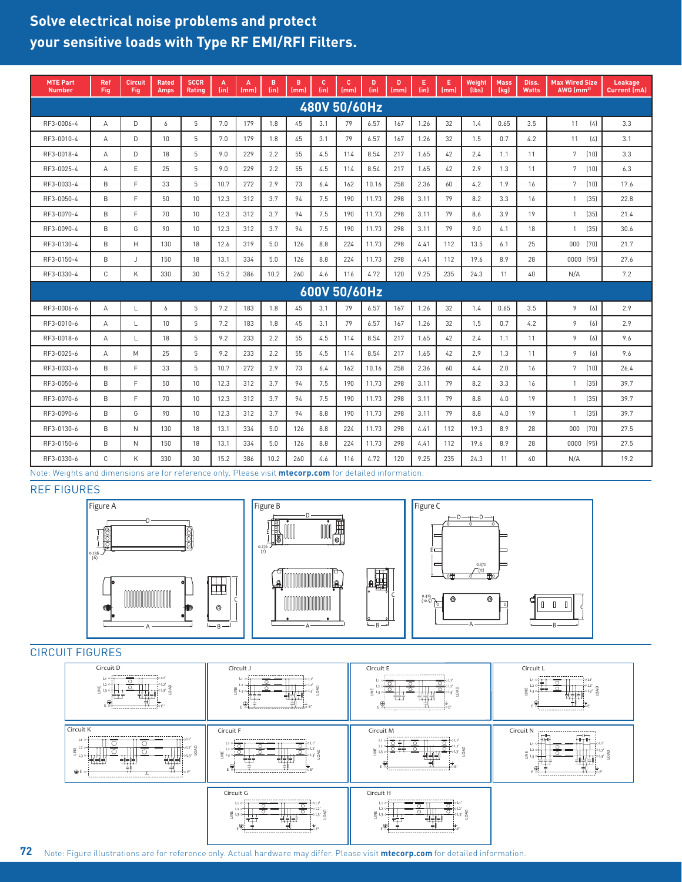# Solve electrical noise problems and protect your sensitive loads with Type RF EMI/RFI Filters.

| MTE Part Number | Ref Fig | Circuit Fig | Rated Amps | SCCR Rating | A (in) | A (mm) | B (in) | B (mm) | C (in) | C (mm) | D (in) | D (mm) | E (in) | E (mm) | Weight (lbs) | Mass (kg) | Diss. Watts | Max Wired Size AWG (mm²) | Leakage Current (mA) |
|---|---|---|---|---|---|---|---|---|---|---|---|---|---|---|---|---|---|---|---|
| **480V 50/60Hz** | | | | | | | | | | | | | | | | | | | |
| RF3-0006-4 | A | D | 6 | 5 | 7.0 | 179 | 1.8 | 45 | 3.1 | 79 | 6.57 | 167 | 1.26 | 32 | 1.4 | 0.65 | 3.5 | 11 (4) | 3.3 |
| RF3-0010-4 | A | D | 10 | 5 | 7.0 | 179 | 1.8 | 45 | 3.1 | 79 | 6.57 | 167 | 1.26 | 32 | 1.5 | 0.7 | 4.2 | 11 (4) | 3.1 |
| RF3-0018-4 | A | D | 18 | 5 | 9.0 | 229 | 2.2 | 55 | 4.5 | 114 | 8.54 | 217 | 1.65 | 42 | 2.4 | 1.1 | 11 | 7 (10) | 3.3 |
| RF3-0025-4 | A | E | 25 | 5 | 9.0 | 229 | 2.2 | 55 | 4.5 | 114 | 8.54 | 217 | 1.65 | 42 | 2.9 | 1.3 | 11 | 7 (10) | 6.3 |
| RF3-0033-4 | B | F | 33 | 5 | 10.7 | 272 | 2.9 | 73 | 6.4 | 162 | 10.16 | 258 | 2.36 | 60 | 4.2 | 1.9 | 16 | 7 (10) | 17.6 |
| RF3-0050-4 | B | F | 50 | 10 | 12.3 | 312 | 3.7 | 94 | 7.5 | 190 | 11.73 | 298 | 3.11 | 79 | 8.2 | 3.3 | 16 | 1 (35) | 22.8 |
| RF3-0070-4 | B | F | 70 | 10 | 12.3 | 312 | 3.7 | 94 | 7.5 | 190 | 11.73 | 298 | 3.11 | 79 | 8.6 | 3.9 | 19 | 1 (35) | 21.4 |
| RF3-0090-4 | B | G | 90 | 10 | 12.3 | 312 | 3.7 | 94 | 7.5 | 190 | 11.73 | 298 | 3.11 | 79 | 9.0 | 4.1 | 18 | 1 (35) | 30.6 |
| RF3-0130-4 | B | H | 130 | 18 | 12.6 | 319 | 5.0 | 126 | 8.8 | 224 | 11.73 | 298 | 4.41 | 112 | 13.5 | 6.1 | 25 | 000 (70) | 21.7 |
| RF3-0150-4 | B | J | 150 | 18 | 13.1 | 334 | 5.0 | 126 | 8.8 | 224 | 11.73 | 298 | 4.41 | 112 | 19.6 | 8.9 | 28 | 0000 (95) | 27.6 |
| RF3-0330-4 | C | K | 330 | 30 | 15.2 | 386 | 10.2 | 260 | 4.6 | 116 | 4.72 | 120 | 9.25 | 235 | 24.3 | 11 | 40 | N/A | 7.2 |
| **600V 50/60Hz** | | | | | | | | | | | | | | | | | | | |
| RF3-0006-6 | A | L | 6 | 5 | 7.2 | 183 | 1.8 | 45 | 3.1 | 79 | 6.57 | 167 | 1.26 | 32 | 1.4 | 0.65 | 3.5 | 9 (6) | 2.9 |
| RF3-0010-6 | A | L | 10 | 5 | 7.2 | 183 | 1.8 | 45 | 3.1 | 79 | 6.57 | 167 | 1.26 | 32 | 1.5 | 0.7 | 4.2 | 9 (6) | 2.9 |
| RF3-0018-6 | A | L | 18 | 5 | 9.2 | 233 | 2.2 | 55 | 4.5 | 114 | 8.54 | 217 | 1.65 | 42 | 2.4 | 1.1 | 11 | 9 (6) | 9.6 |
| RF3-0025-6 | A | M | 25 | 5 | 9.2 | 233 | 2.2 | 55 | 4.5 | 114 | 8.54 | 217 | 1.65 | 42 | 2.9 | 1.3 | 11 | 9 (6) | 9.6 |
| RF3-0033-6 | B | F | 33 | 5 | 10.7 | 272 | 2.9 | 73 | 6.4 | 162 | 10.16 | 258 | 2.36 | 60 | 4.4 | 2.0 | 16 | 7 (10) | 26.4 |
| RF3-0050-6 | B | F | 50 | 10 | 12.3 | 312 | 3.7 | 94 | 7.5 | 190 | 11.73 | 298 | 3.11 | 79 | 8.2 | 3.3 | 16 | 1 (35) | 39.7 |
| RF3-0070-6 | B | F | 70 | 10 | 12.3 | 312 | 3.7 | 94 | 7.5 | 190 | 11.73 | 298 | 3.11 | 79 | 8.8 | 4.0 | 19 | 1 (35) | 39.7 |
| RF3-0090-6 | B | G | 90 | 10 | 12.3 | 312 | 3.7 | 94 | 8.8 | 190 | 11.73 | 298 | 3.11 | 79 | 8.8 | 4.0 | 19 | 1 (35) | 39.7 |
| RF3-0130-6 | B | N | 130 | 18 | 13.1 | 334 | 5.0 | 126 | 8.8 | 224 | 11.73 | 298 | 4.41 | 112 | 19.3 | 8.9 | 28 | 000 (70) | 27.5 |
| RF3-0150-6 | B | N | 150 | 18 | 13.1 | 334 | 5.0 | 126 | 8.8 | 224 | 11.73 | 298 | 4.41 | 112 | 19.6 | 8.9 | 28 | 0000 (95) | 27.5 |
| RF3-0330-6 | C | K | 330 | 30 | 15.2 | 386 | 10.2 | 260 | 4.6 | 116 | 4.72 | 120 | 9.25 | 235 | 24.3 | 11 | 40 | N/A | 19.2 |

Note: Weights and dimensions are for reference only. Please visit **mtecorp.com** for detailed information.

## REF FIGURES

Figure A

Figure B

Figure C

## CIRCUIT FIGURES

Circuit D

Circuit J

Circuit E

Circuit L

Circuit K

Circuit F

Circuit M

Circuit N

Circuit G

Circuit H

Note: Figure illustrations are for reference only. Actual hardware may differ. Please visit **mtecorp.com** for detailed information.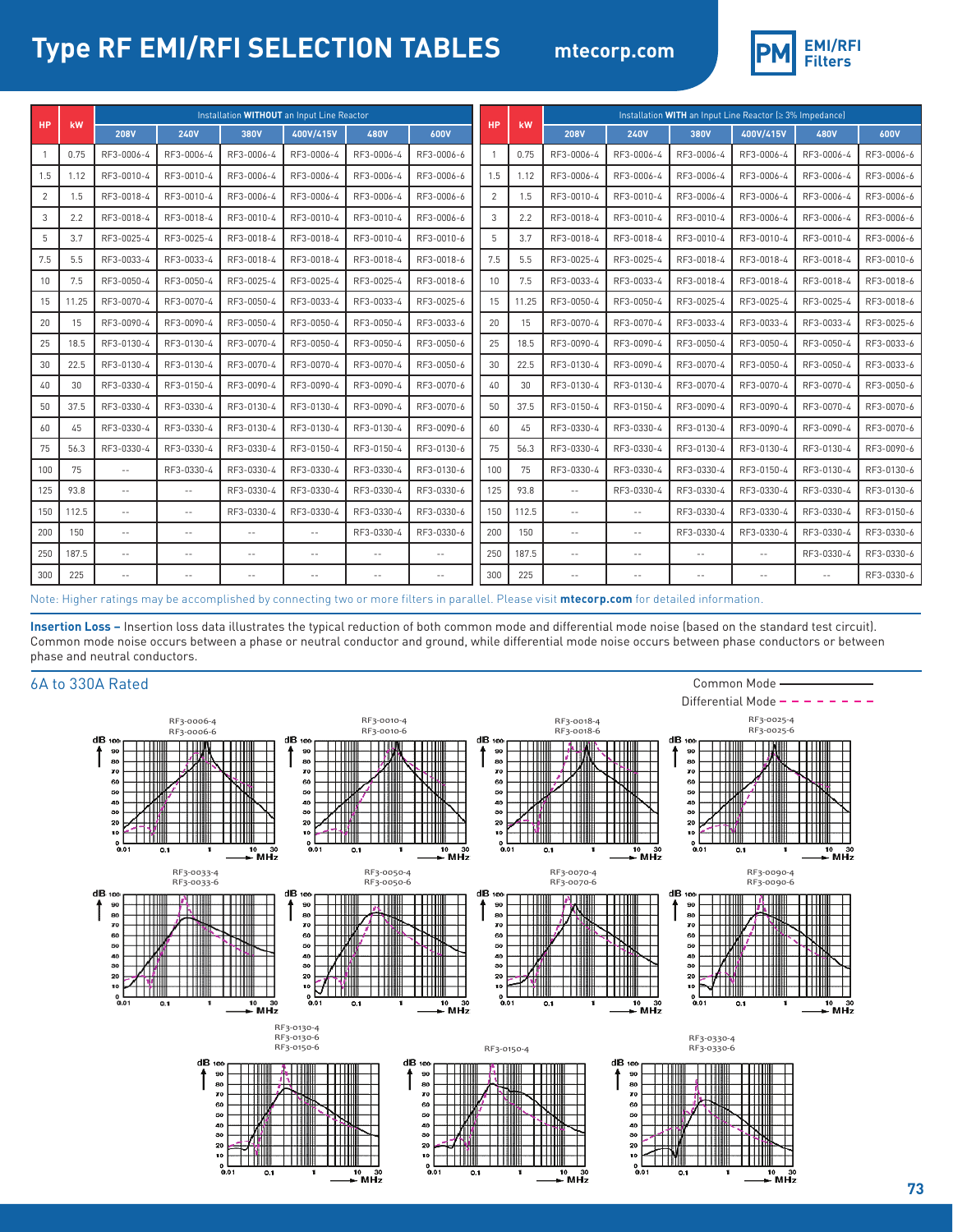# Type RF EMI/RFI SELECTION TABLES

mtecorp.com

| HP | kW | Installation WITHOUT an Input Line Reactor | | | | | |
|---|---|---|---|---|---|---|---|
| | | 208V | 240V | 380V | 400V/415V | 480V | 600V |
| 1 | 0.75 | RF3-0006-4 | RF3-0006-4 | RF3-0006-4 | RF3-0006-4 | RF3-0006-4 | RF3-0006-6 |
| 1.5 | 1.12 | RF3-0010-4 | RF3-0010-4 | RF3-0006-4 | RF3-0006-4 | RF3-0006-4 | RF3-0006-6 |
| 2 | 1.5 | RF3-0018-4 | RF3-0010-4 | RF3-0006-4 | RF3-0006-4 | RF3-0006-4 | RF3-0006-6 |
| 3 | 2.2 | RF3-0018-4 | RF3-0018-4 | RF3-0010-4 | RF3-0010-4 | RF3-0010-4 | RF3-0006-6 |
| 5 | 3.7 | RF3-0025-4 | RF3-0025-4 | RF3-0018-4 | RF3-0018-4 | RF3-0010-4 | RF3-0010-6 |
| 7.5 | 5.5 | RF3-0033-4 | RF3-0033-4 | RF3-0018-4 | RF3-0018-4 | RF3-0018-4 | RF3-0018-6 |
| 10 | 7.5 | RF3-0050-4 | RF3-0050-4 | RF3-0025-4 | RF3-0025-4 | RF3-0025-4 | RF3-0018-6 |
| 15 | 11.25 | RF3-0070-4 | RF3-0070-4 | RF3-0050-4 | RF3-0033-4 | RF3-0033-4 | RF3-0025-6 |
| 20 | 15 | RF3-0090-4 | RF3-0090-4 | RF3-0050-4 | RF3-0050-4 | RF3-0050-4 | RF3-0033-6 |
| 25 | 18.5 | RF3-0130-4 | RF3-0130-4 | RF3-0070-4 | RF3-0050-4 | RF3-0050-4 | RF3-0050-6 |
| 30 | 22.5 | RF3-0130-4 | RF3-0130-4 | RF3-0070-4 | RF3-0070-4 | RF3-0070-4 | RF3-0050-6 |
| 40 | 30 | RF3-0330-4 | RF3-0150-4 | RF3-0090-4 | RF3-0090-4 | RF3-0090-4 | RF3-0070-6 |
| 50 | 37.5 | RF3-0330-4 | RF3-0330-4 | RF3-0130-4 | RF3-0130-4 | RF3-0090-4 | RF3-0070-6 |
| 60 | 45 | RF3-0330-4 | RF3-0330-4 | RF3-0130-4 | RF3-0130-4 | RF3-0130-4 | RF3-0090-6 |
| 75 | 56.3 | RF3-0330-4 | RF3-0330-4 | RF3-0330-4 | RF3-0150-4 | RF3-0150-4 | RF3-0130-6 |
| 100 | 75 | -- | RF3-0330-4 | RF3-0330-4 | RF3-0330-4 | RF3-0330-4 | RF3-0130-6 |
| 125 | 93.8 | -- | -- | RF3-0330-4 | RF3-0330-4 | RF3-0330-4 | RF3-0330-6 |
| 150 | 112.5 | -- | -- | RF3-0330-4 | RF3-0330-4 | RF3-0330-4 | RF3-0330-6 |
| 200 | 150 | -- | -- | -- | -- | RF3-0330-4 | RF3-0330-6 |
| 250 | 187.5 | -- | -- | -- | -- | -- | -- |
| 300 | 225 | -- | -- | -- | -- | -- | -- |

| HP | kW | Installation WITH an Input Line Reactor (≥ 3% Impedance) | | | | | |
|---|---|---|---|---|---|---|---|
| | | 208V | 240V | 380V | 400V/415V | 480V | 600V |
| 1 | 0.75 | RF3-0006-4 | RF3-0006-4 | RF3-0006-4 | RF3-0006-4 | RF3-0006-4 | RF3-0006-6 |
| 1.5 | 1.12 | RF3-0006-4 | RF3-0006-4 | RF3-0006-4 | RF3-0006-4 | RF3-0006-4 | RF3-0006-6 |
| 2 | 1.5 | RF3-0010-4 | RF3-0010-4 | RF3-0006-4 | RF3-0006-4 | RF3-0006-4 | RF3-0006-6 |
| 3 | 2.2 | RF3-0018-4 | RF3-0010-4 | RF3-0010-4 | RF3-0006-4 | RF3-0006-4 | RF3-0006-6 |
| 5 | 3.7 | RF3-0018-4 | RF3-0018-4 | RF3-0010-4 | RF3-0010-4 | RF3-0010-4 | RF3-0006-6 |
| 7.5 | 5.5 | RF3-0025-4 | RF3-0025-4 | RF3-0018-4 | RF3-0018-4 | RF3-0018-4 | RF3-0010-6 |
| 10 | 7.5 | RF3-0033-4 | RF3-0033-4 | RF3-0018-4 | RF3-0018-4 | RF3-0018-4 | RF3-0018-6 |
| 15 | 11.25 | RF3-0050-4 | RF3-0050-4 | RF3-0025-4 | RF3-0025-4 | RF3-0025-4 | RF3-0018-6 |
| 20 | 15 | RF3-0070-4 | RF3-0070-4 | RF3-0033-4 | RF3-0033-4 | RF3-0033-4 | RF3-0025-6 |
| 25 | 18.5 | RF3-0090-4 | RF3-0090-4 | RF3-0050-4 | RF3-0050-4 | RF3-0050-4 | RF3-0033-6 |
| 30 | 22.5 | RF3-0130-4 | RF3-0090-4 | RF3-0070-4 | RF3-0050-4 | RF3-0050-4 | RF3-0033-6 |
| 40 | 30 | RF3-0130-4 | RF3-0130-4 | RF3-0070-4 | RF3-0070-4 | RF3-0070-4 | RF3-0050-6 |
| 50 | 37.5 | RF3-0150-4 | RF3-0150-4 | RF3-0090-4 | RF3-0090-4 | RF3-0070-4 | RF3-0070-6 |
| 60 | 45 | RF3-0330-4 | RF3-0330-4 | RF3-0130-4 | RF3-0090-4 | RF3-0090-4 | RF3-0070-6 |
| 75 | 56.3 | RF3-0330-4 | RF3-0330-4 | RF3-0130-4 | RF3-0130-4 | RF3-0130-4 | RF3-0090-6 |
| 100 | 75 | RF3-0330-4 | RF3-0330-4 | RF3-0330-4 | RF3-0150-4 | RF3-0130-4 | RF3-0130-6 |
| 125 | 93.8 | -- | RF3-0330-4 | RF3-0330-4 | RF3-0330-4 | RF3-0330-4 | RF3-0130-6 |
| 150 | 112.5 | -- | -- | RF3-0330-4 | RF3-0330-4 | RF3-0330-4 | RF3-0150-6 |
| 200 | 150 | -- | -- | RF3-0330-4 | RF3-0330-4 | RF3-0330-4 | RF3-0330-6 |
| 250 | 187.5 | -- | -- | -- | -- | RF3-0330-4 | RF3-0330-6 |
| 300 | 225 | -- | -- | -- | -- | -- | RF3-0330-6 |

Note: Higher ratings may be accomplished by connecting two or more filters in parallel. Please visit **mtecorp.com** for detailed information.

**Insertion Loss –** Insertion loss data illustrates the typical reduction of both common mode and differential mode noise (based on the standard test circuit). Common mode noise occurs between a phase or neutral conductor and ground, while differential mode noise occurs between phase conductors or between phase and neutral conductors.

## 6A to 330A Rated

Common Mode
Differential Mode

RF3-0006-4
RF3-0006-6

RF3-0010-4
RF3-0010-6

RF3-0018-4
RF3-0018-6

RF3-0025-4
RF3-0025-6

RF3-0033-4
RF3-0033-6

RF3-0050-4
RF3-0050-6

RF3-0070-4
RF3-0070-6

RF3-0090-4
RF3-0090-6

RF3-0130-4
RF3-0130-6
RF3-0150-6

RF3-0150-4

RF3-0330-4
RF3-0330-6

dB 100 90 80 70 60 50 40 30 20 10 0
0.01 0.1 1 10 30 MHz